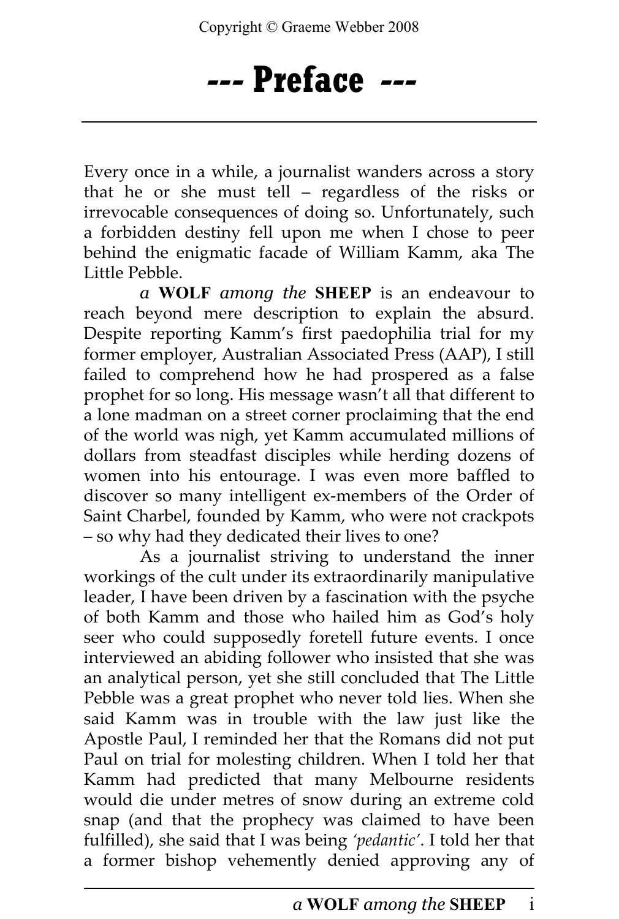Copyright © Graeme Webber 2008

# --- Preface ---

Every once in a while, a journalist wanders across a story that he or she must tell – regardless of the risks or irrevocable consequences of doing so. Unfortunately, such a forbidden destiny fell upon me when I chose to peer behind the enigmatic facade of William Kamm, aka The Little Pebble.

*a* **WOLF** *among the* **SHEEP** is an endeavour to reach beyond mere description to explain the absurd. Despite reporting Kamm's first paedophilia trial for my former employer, Australian Associated Press (AAP), I still failed to comprehend how he had prospered as a false prophet for so long. His message wasn't all that different to a lone madman on a street corner proclaiming that the end of the world was nigh, yet Kamm accumulated millions of dollars from steadfast disciples while herding dozens of women into his entourage. I was even more baffled to discover so many intelligent ex-members of the Order of Saint Charbel, founded by Kamm, who were not crackpots – so why had they dedicated their lives to one?

As a journalist striving to understand the inner workings of the cult under its extraordinarily manipulative leader, I have been driven by a fascination with the psyche of both Kamm and those who hailed him as God's holy seer who could supposedly foretell future events. I once interviewed an abiding follower who insisted that she was an analytical person, yet she still concluded that The Little Pebble was a great prophet who never told lies. When she said Kamm was in trouble with the law just like the Apostle Paul, I reminded her that the Romans did not put Paul on trial for molesting children. When I told her that Kamm had predicted that many Melbourne residents would die under metres of snow during an extreme cold snap (and that the prophecy was claimed to have been fulfilled), she said that I was being *'pedantic'*. I told her that a former bishop vehemently denied approving any of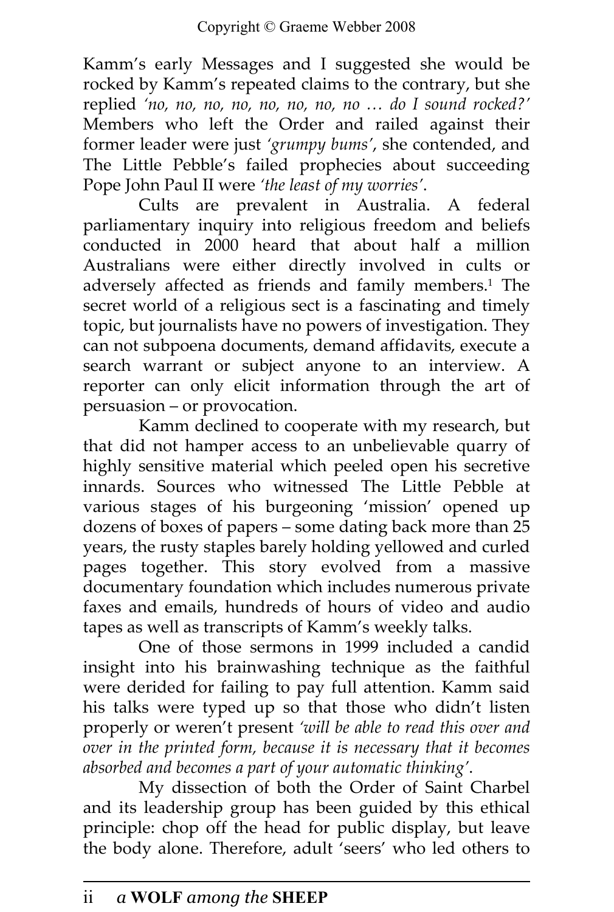Kamm's early Messages and I suggested she would be rocked by Kamm's repeated claims to the contrary, but she replied *'no, no, no, no, no, no, no, no … do I sound rocked?'* Members who left the Order and railed against their former leader were just *'grumpy bums'*, she contended, and The Little Pebble's failed prophecies about succeeding Pope John Paul II were *'the least of my worries'*.

Cults are prevalent in Australia. A federal parliamentary inquiry into religious freedom and beliefs conducted in 2000 heard that about half a million Australians were either directly involved in cults or adversely affected as friends and family members.[1] The secret world of a religious sect is a fascinating and timely topic, but journalists have no powers of investigation. They can not subpoena documents, demand affidavits, execute a search warrant or subject anyone to an interview. A reporter can only elicit information through the art of persuasion – or provocation.

Kamm declined to cooperate with my research, but that did not hamper access to an unbelievable quarry of highly sensitive material which peeled open his secretive innards. Sources who witnessed The Little Pebble at various stages of his burgeoning 'mission' opened up dozens of boxes of papers – some dating back more than 25 years, the rusty staples barely holding yellowed and curled pages together. This story evolved from a massive documentary foundation which includes numerous private faxes and emails, hundreds of hours of video and audio tapes as well as transcripts of Kamm's weekly talks.

One of those sermons in 1999 included a candid insight into his brainwashing technique as the faithful were derided for failing to pay full attention. Kamm said his talks were typed up so that those who didn't listen properly or weren't present *'will be able to read this over and over in the printed form, because it is necessary that it becomes absorbed and becomes a part of your automatic thinking'*.

My dissection of both the Order of Saint Charbel and its leadership group has been guided by this ethical principle: chop off the head for public display, but leave the body alone. Therefore, adult 'seers' who led others to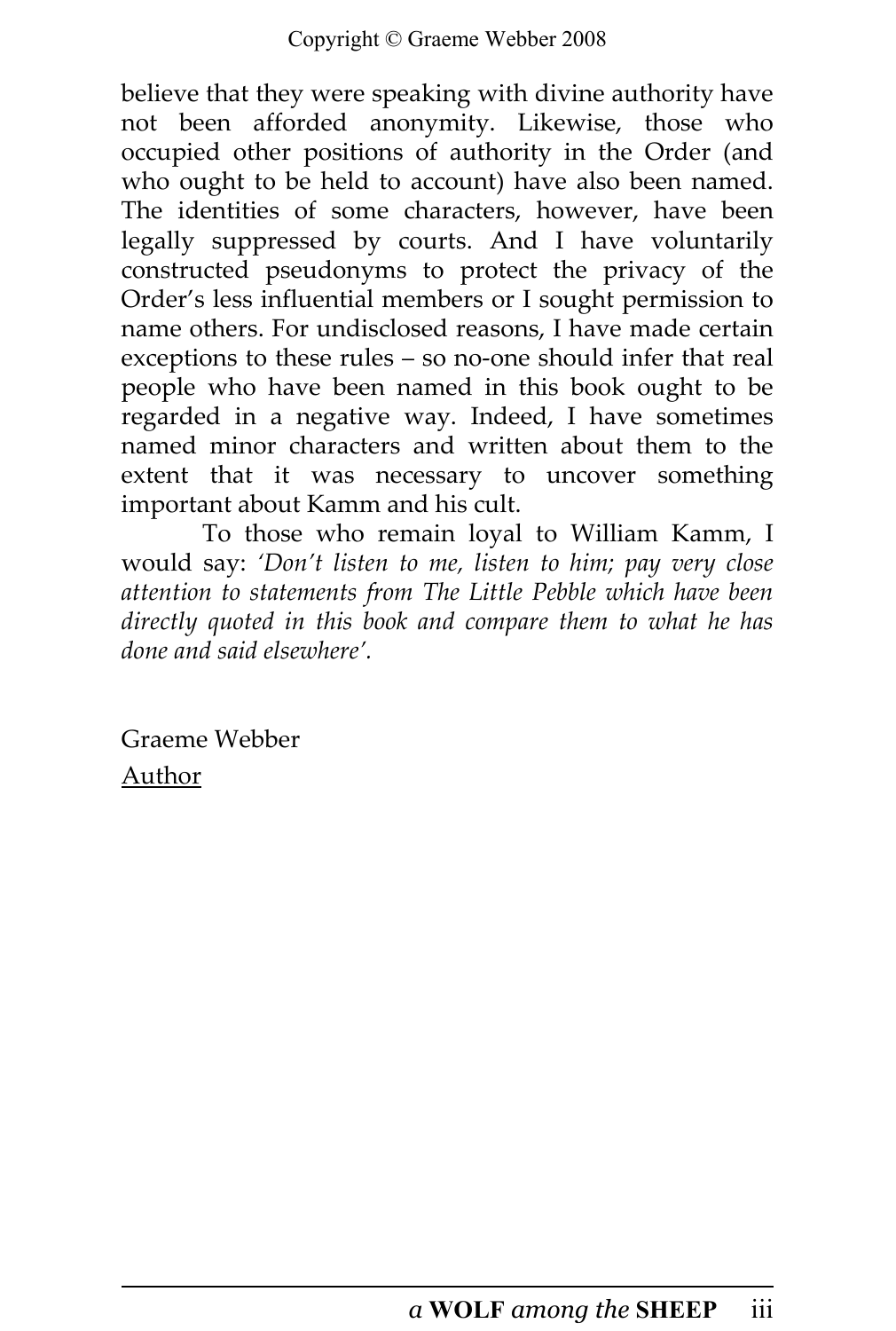believe that they were speaking with divine authority have not been afforded anonymity. Likewise, those who occupied other positions of authority in the Order (and who ought to be held to account) have also been named. The identities of some characters, however, have been legally suppressed by courts. And I have voluntarily constructed pseudonyms to protect the privacy of the Order's less influential members or I sought permission to name others. For undisclosed reasons, I have made certain exceptions to these rules – so no-one should infer that real people who have been named in this book ought to be regarded in a negative way. Indeed, I have sometimes named minor characters and written about them to the extent that it was necessary to uncover something important about Kamm and his cult.

To those who remain loyal to William Kamm, I would say: *'Don't listen to me, listen to him; pay very close attention to statements from The Little Pebble which have been directly quoted in this book and compare them to what he has done and said elsewhere'.*

Graeme Webber
Author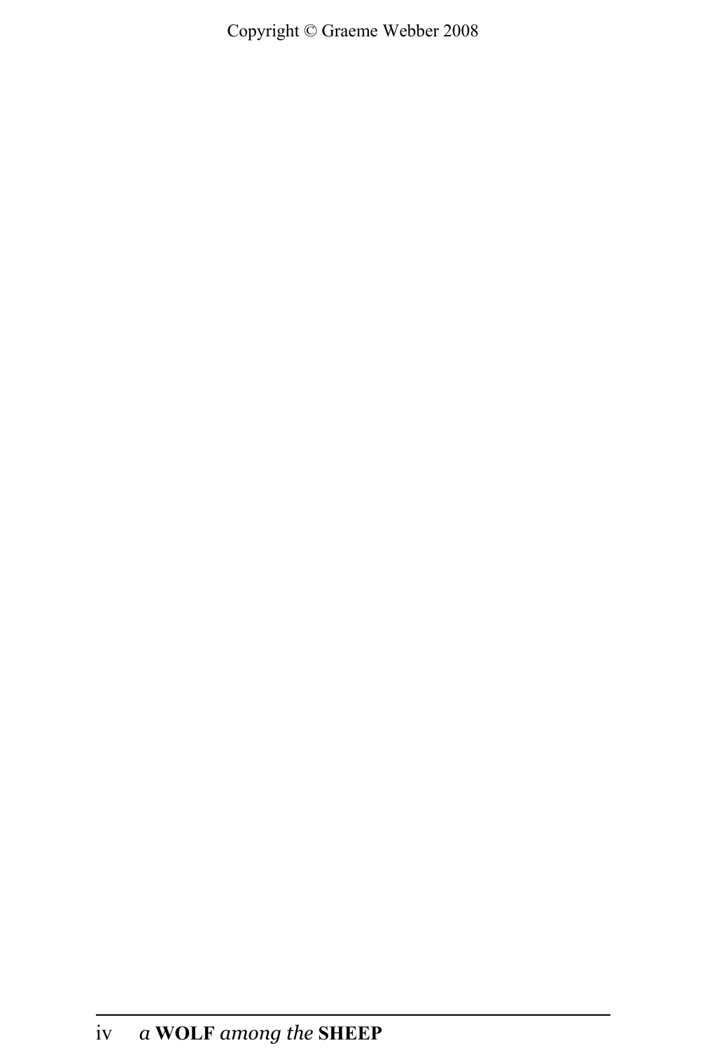Copyright © Graeme Webber 2008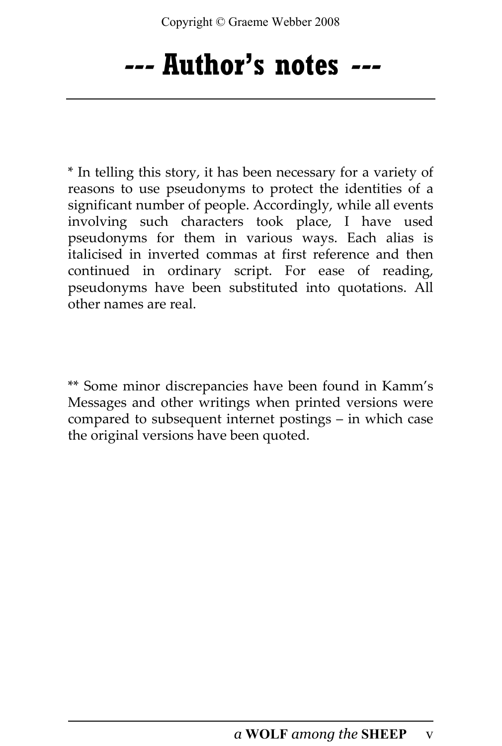# --- Author's notes ---

* In telling this story, it has been necessary for a variety of reasons to use pseudonyms to protect the identities of a significant number of people. Accordingly, while all events involving such characters took place, I have used pseudonyms for them in various ways. Each alias is italicised in inverted commas at first reference and then continued in ordinary script. For ease of reading, pseudonyms have been substituted into quotations. All other names are real.

** Some minor discrepancies have been found in Kamm's Messages and other writings when printed versions were compared to subsequent internet postings – in which case the original versions have been quoted.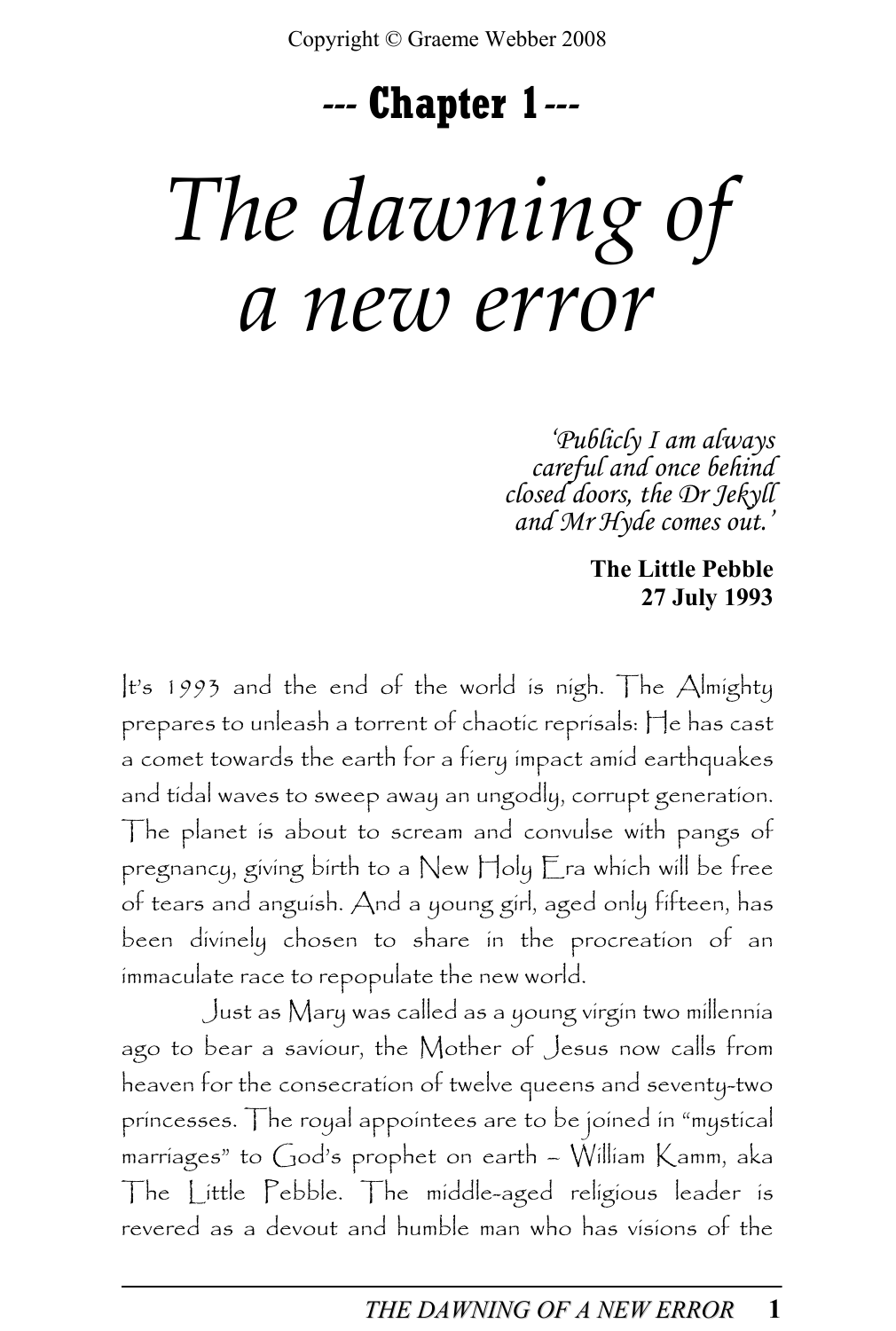Copyright © Graeme Webber 2008

## --- Chapter 1 ---

# *The dawning of a new error*

> *'Publicly I am always careful and once behind closed doors, the Dr Jekyll and Mr Hyde comes out.'*
>
> **The Little Pebble**
> **27 July 1993**

It's 1993 and the end of the world is nigh. The Almighty prepares to unleash a torrent of chaotic reprisals: He has cast a comet towards the earth for a fiery impact amid earthquakes and tidal waves to sweep away an ungodly, corrupt generation. The planet is about to scream and convulse with pangs of pregnancy, giving birth to a New Holy Era which will be free of tears and anguish. And a young girl, aged only fifteen, has been divinely chosen to share in the procreation of an immaculate race to repopulate the new world.

Just as Mary was called as a young virgin two millennia ago to bear a saviour, the Mother of Jesus now calls from heaven for the consecration of twelve queens and seventy-two princesses. The royal appointees are to be joined in "mystical marriages" to God's prophet on earth – William Kamm, aka The Little Pebble. The middle-aged religious leader is revered as a devout and humble man who has visions of the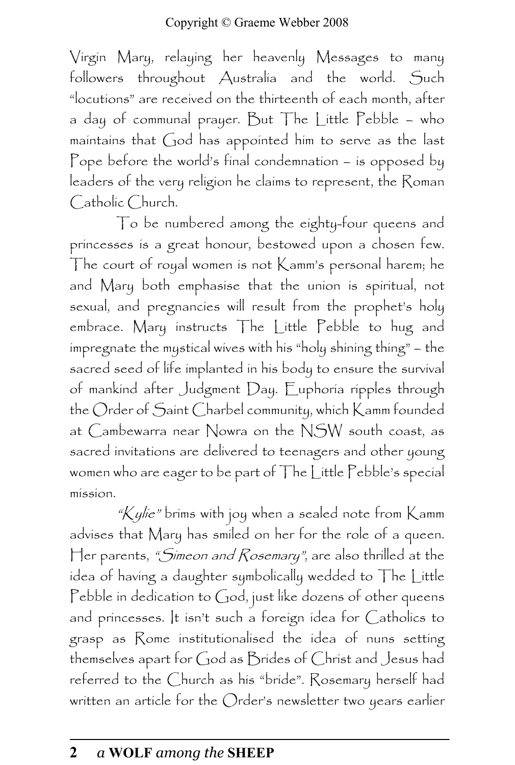Virgin Mary, relaying her heavenly Messages to many followers throughout Australia and the world. Such "locutions" are received on the thirteenth of each month, after a day of communal prayer. But The Little Pebble – who maintains that God has appointed him to serve as the last Pope before the world's final condemnation – is opposed by leaders of the very religion he claims to represent, the Roman Catholic Church.

To be numbered among the eighty-four queens and princesses is a great honour, bestowed upon a chosen few. The court of royal women is not Kamm's personal harem; he and Mary both emphasise that the union is spiritual, not sexual, and pregnancies will result from the prophet's holy embrace. Mary instructs The Little Pebble to hug and impregnate the mystical wives with his "holy shining thing" – the sacred seed of life implanted in his body to ensure the survival of mankind after Judgment Day. Euphoria ripples through the Order of Saint Charbel community, which Kamm founded at Cambewarra near Nowra on the NSW south coast, as sacred invitations are delivered to teenagers and other young women who are eager to be part of The Little Pebble's special mission.

*"Kylie"* brims with joy when a sealed note from Kamm advises that Mary has smiled on her for the role of a queen. Her parents, *"Simeon and Rosemary"*, are also thrilled at the idea of having a daughter symbolically wedded to The Little Pebble in dedication to God, just like dozens of other queens and princesses. It isn't such a foreign idea for Catholics to grasp as Rome institutionalised the idea of nuns setting themselves apart for God as Brides of Christ and Jesus had referred to the Church as his "bride". Rosemary herself had written an article for the Order's newsletter two years earlier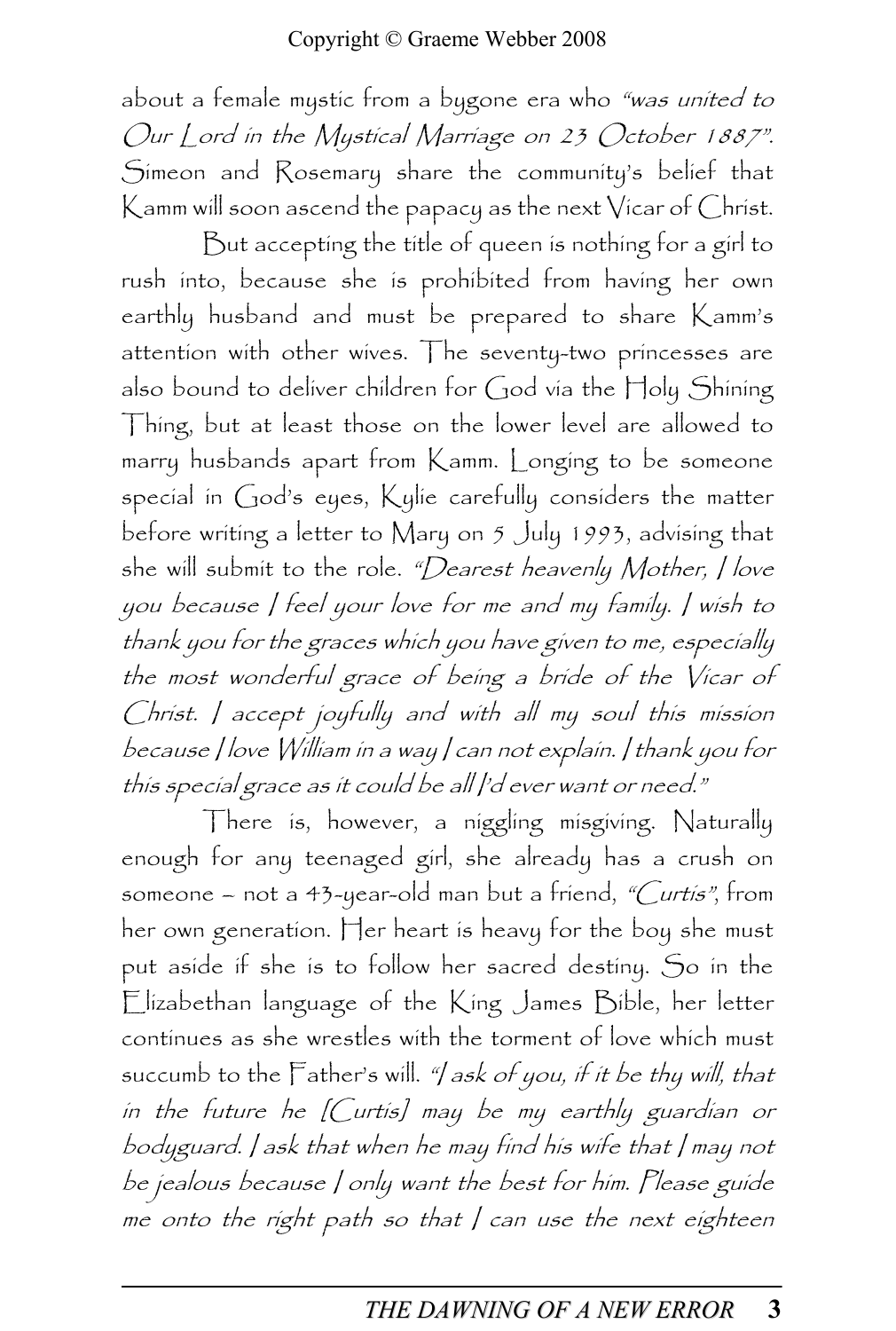about a female mystic from a bygone era who *"was united to Our Lord in the Mystical Marriage on 23 October 1887"*. Simeon and Rosemary share the community's belief that Kamm will soon ascend the papacy as the next Vicar of Christ.

But accepting the title of queen is nothing for a girl to rush into, because she is prohibited from having her own earthly husband and must be prepared to share Kamm's attention with other wives. The seventy-two princesses are also bound to deliver children for God via the Holy Shining Thing, but at least those on the lower level are allowed to marry husbands apart from Kamm. Longing to be someone special in God's eyes, Kylie carefully considers the matter before writing a letter to Mary on 5 July 1993, advising that she will submit to the role. *"Dearest heavenly Mother, I love you because I feel your love for me and my family. I wish to thank you for the graces which you have given to me, especially the most wonderful grace of being a bride of the Vicar of Christ. I accept joyfully and with all my soul this mission because I love William in a way I can not explain. I thank you for this special grace as it could be all I'd ever want or need."*

There is, however, a niggling misgiving. Naturally enough for any teenaged girl, she already has a crush on someone – not a 43-year-old man but a friend, *"Curtis"*, from her own generation. Her heart is heavy for the boy she must put aside if she is to follow her sacred destiny. So in the Elizabethan language of the King James Bible, her letter continues as she wrestles with the torment of love which must succumb to the Father's will. *"I ask of you, if it be thy will, that in the future he [Curtis] may be my earthly guardian or bodyguard. I ask that when he may find his wife that I may not be jealous because I only want the best for him. Please guide me onto the right path so that I can use the next eighteen*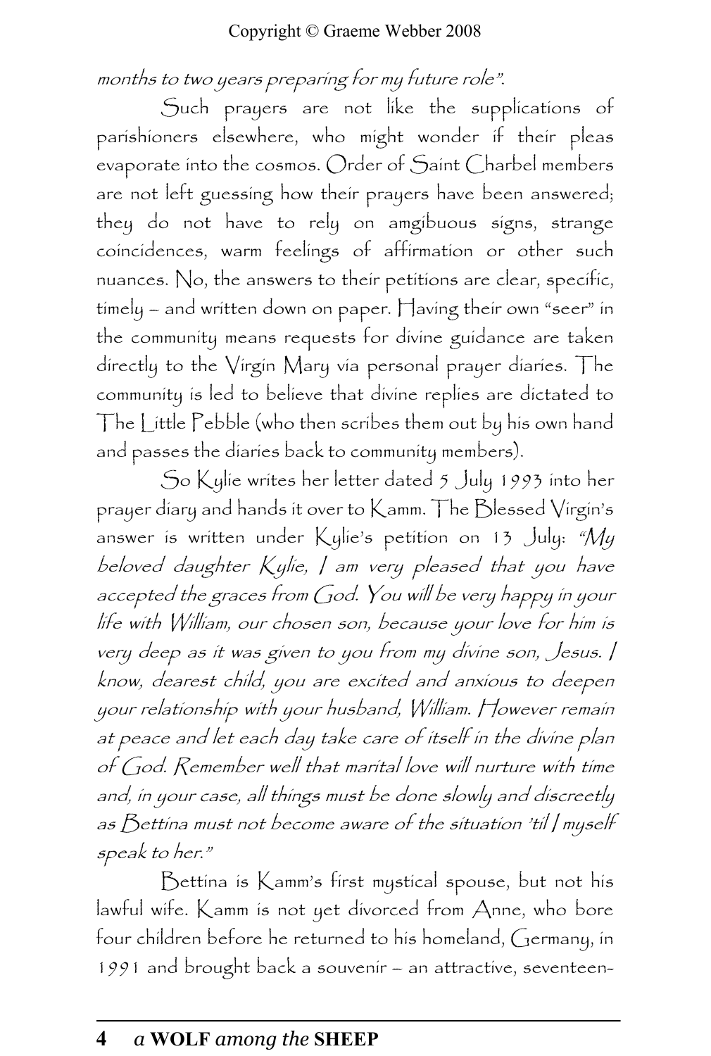*months to two years preparing for my future role".*

Such prayers are not like the supplications of parishioners elsewhere, who might wonder if their pleas evaporate into the cosmos. Order of Saint Charbel members are not left guessing how their prayers have been answered; they do not have to rely on amgibuous signs, strange coincidences, warm feelings of affirmation or other such nuances. No, the answers to their petitions are clear, specific, timely – and written down on paper. Having their own "seer" in the community means requests for divine guidance are taken directly to the Virgin Mary via personal prayer diaries. The community is led to believe that divine replies are dictated to The Little Pebble (who then scribes them out by his own hand and passes the diaries back to community members).

So Kylie writes her letter dated 5 July 1993 into her prayer diary and hands it over to Kamm. The Blessed Virgin's answer is written under Kylie's petition on 13 July: *"My beloved daughter Kylie, I am very pleased that you have accepted the graces from God. You will be very happy in your life with William, our chosen son, because your love for him is very deep as it was given to you from my divine son, Jesus. I know, dearest child, you are excited and anxious to deepen your relationship with your husband, William. However remain at peace and let each day take care of itself in the divine plan of God. Remember well that marital love will nurture with time and, in your case, all things must be done slowly and discreetly as Bettina must not become aware of the situation 'til I myself speak to her."*

Bettina is Kamm's first mystical spouse, but not his lawful wife. Kamm is not yet divorced from Anne, who bore four children before he returned to his homeland, Germany, in 1991 and brought back a souvenir – an attractive, seventeen-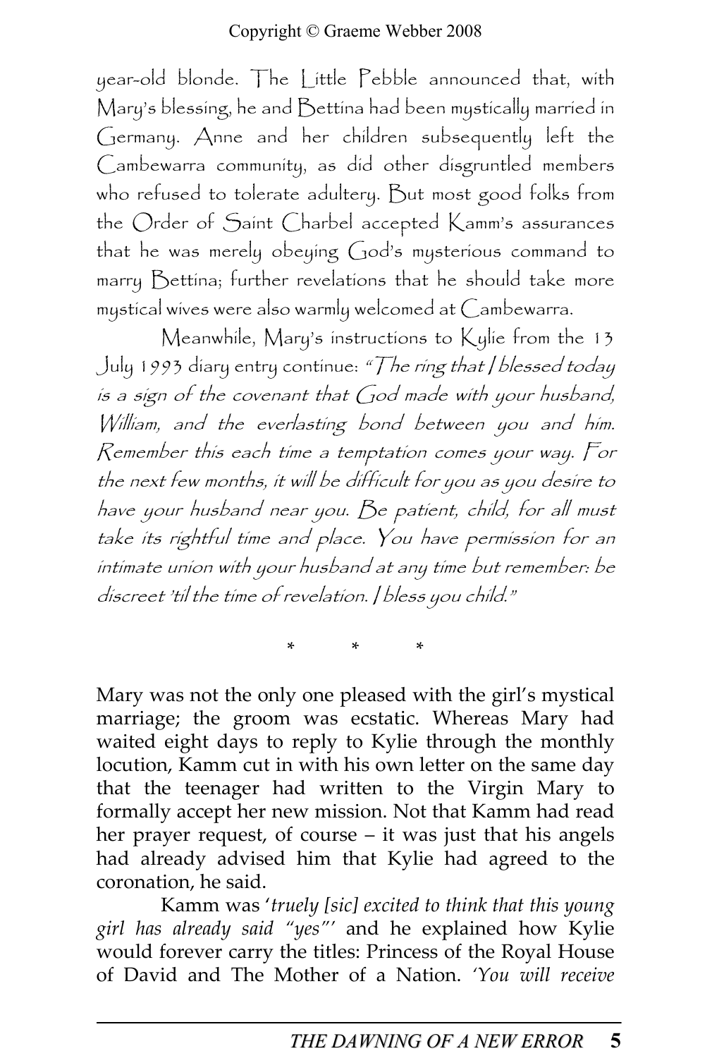year-old blonde. The Little Pebble announced that, with Mary's blessing, he and Bettina had been mystically married in Germany. Anne and her children subsequently left the Cambewarra community, as did other disgruntled members who refused to tolerate adultery. But most good folks from the Order of Saint Charbel accepted Kamm's assurances that he was merely obeying God's mysterious command to marry Bettina; further revelations that he should take more mystical wives were also warmly welcomed at Cambewarra.

Meanwhile, Mary's instructions to Kylie from the 13 July 1993 diary entry continue: *"The ring that I blessed today is a sign of the covenant that God made with your husband, William, and the everlasting bond between you and him. Remember this each time a temptation comes your way. For the next few months, it will be difficult for you as you desire to have your husband near you. Be patient, child, for all must take its rightful time and place. You have permission for an intimate union with your husband at any time but remember: be discreet 'til the time of revelation. I bless you child."*

\* \* \*

Mary was not the only one pleased with the girl's mystical marriage; the groom was ecstatic. Whereas Mary had waited eight days to reply to Kylie through the monthly locution, Kamm cut in with his own letter on the same day that the teenager had written to the Virgin Mary to formally accept her new mission. Not that Kamm had read her prayer request, of course – it was just that his angels had already advised him that Kylie had agreed to the coronation, he said.

Kamm was '*truely [sic] excited to think that this young girl has already said "yes"*' and he explained how Kylie would forever carry the titles: Princess of the Royal House of David and The Mother of a Nation. *'You will receive*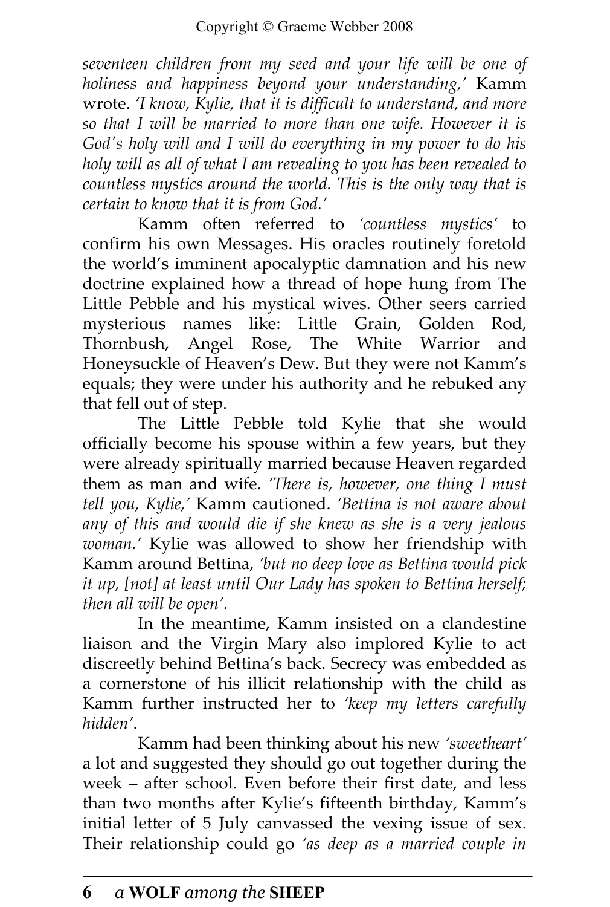*seventeen children from my seed and your life will be one of holiness and happiness beyond your understanding,'* Kamm wrote. *'I know, Kylie, that it is difficult to understand, and more so that I will be married to more than one wife. However it is God's holy will and I will do everything in my power to do his holy will as all of what I am revealing to you has been revealed to countless mystics around the world. This is the only way that is certain to know that it is from God.'*

Kamm often referred to *'countless mystics'* to confirm his own Messages. His oracles routinely foretold the world's imminent apocalyptic damnation and his new doctrine explained how a thread of hope hung from The Little Pebble and his mystical wives. Other seers carried mysterious names like: Little Grain, Golden Rod, Thornbush, Angel Rose, The White Warrior and Honeysuckle of Heaven's Dew. But they were not Kamm's equals; they were under his authority and he rebuked any that fell out of step.

The Little Pebble told Kylie that she would officially become his spouse within a few years, but they were already spiritually married because Heaven regarded them as man and wife. *'There is, however, one thing I must tell you, Kylie,'* Kamm cautioned. *'Bettina is not aware about any of this and would die if she knew as she is a very jealous woman.'* Kylie was allowed to show her friendship with Kamm around Bettina, *'but no deep love as Bettina would pick it up, [not] at least until Our Lady has spoken to Bettina herself; then all will be open'.*

In the meantime, Kamm insisted on a clandestine liaison and the Virgin Mary also implored Kylie to act discreetly behind Bettina's back. Secrecy was embedded as a cornerstone of his illicit relationship with the child as Kamm further instructed her to *'keep my letters carefully hidden'*.

Kamm had been thinking about his new *'sweetheart'* a lot and suggested they should go out together during the week – after school. Even before their first date, and less than two months after Kylie's fifteenth birthday, Kamm's initial letter of 5 July canvassed the vexing issue of sex. Their relationship could go *'as deep as a married couple in*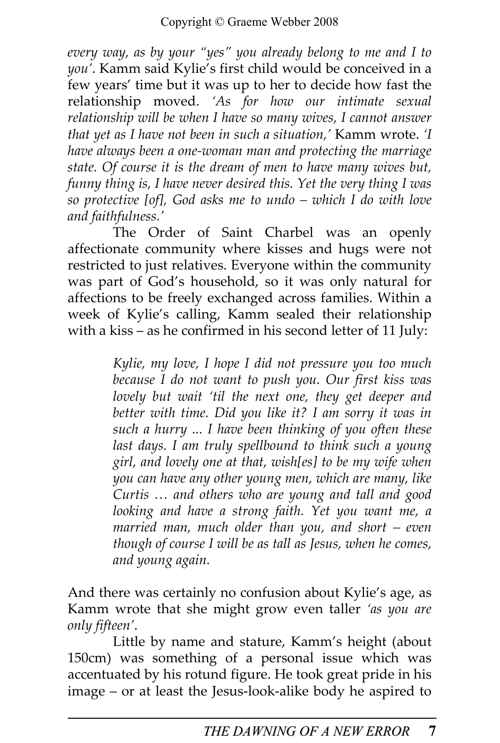*every way, as by your "yes" you already belong to me and I to you'*. Kamm said Kylie's first child would be conceived in a few years' time but it was up to her to decide how fast the relationship moved. *'As for how our intimate sexual relationship will be when I have so many wives, I cannot answer that yet as I have not been in such a situation,'* Kamm wrote. *'I have always been a one-woman man and protecting the marriage state. Of course it is the dream of men to have many wives but, funny thing is, I have never desired this. Yet the very thing I was so protective [of], God asks me to undo – which I do with love and faithfulness.'*

The Order of Saint Charbel was an openly affectionate community where kisses and hugs were not restricted to just relatives. Everyone within the community was part of God's household, so it was only natural for affections to be freely exchanged across families. Within a week of Kylie's calling, Kamm sealed their relationship with a kiss – as he confirmed in his second letter of 11 July:

> *Kylie, my love, I hope I did not pressure you too much because I do not want to push you. Our first kiss was lovely but wait 'til the next one, they get deeper and better with time. Did you like it? I am sorry it was in such a hurry ... I have been thinking of you often these last days. I am truly spellbound to think such a young girl, and lovely one at that, wish[es] to be my wife when you can have any other young men, which are many, like Curtis … and others who are young and tall and good looking and have a strong faith. Yet you want me, a married man, much older than you, and short – even though of course I will be as tall as Jesus, when he comes, and young again.*

And there was certainly no confusion about Kylie's age, as Kamm wrote that she might grow even taller *'as you are only fifteen'*.

Little by name and stature, Kamm's height (about 150cm) was something of a personal issue which was accentuated by his rotund figure. He took great pride in his image – or at least the Jesus-look-alike body he aspired to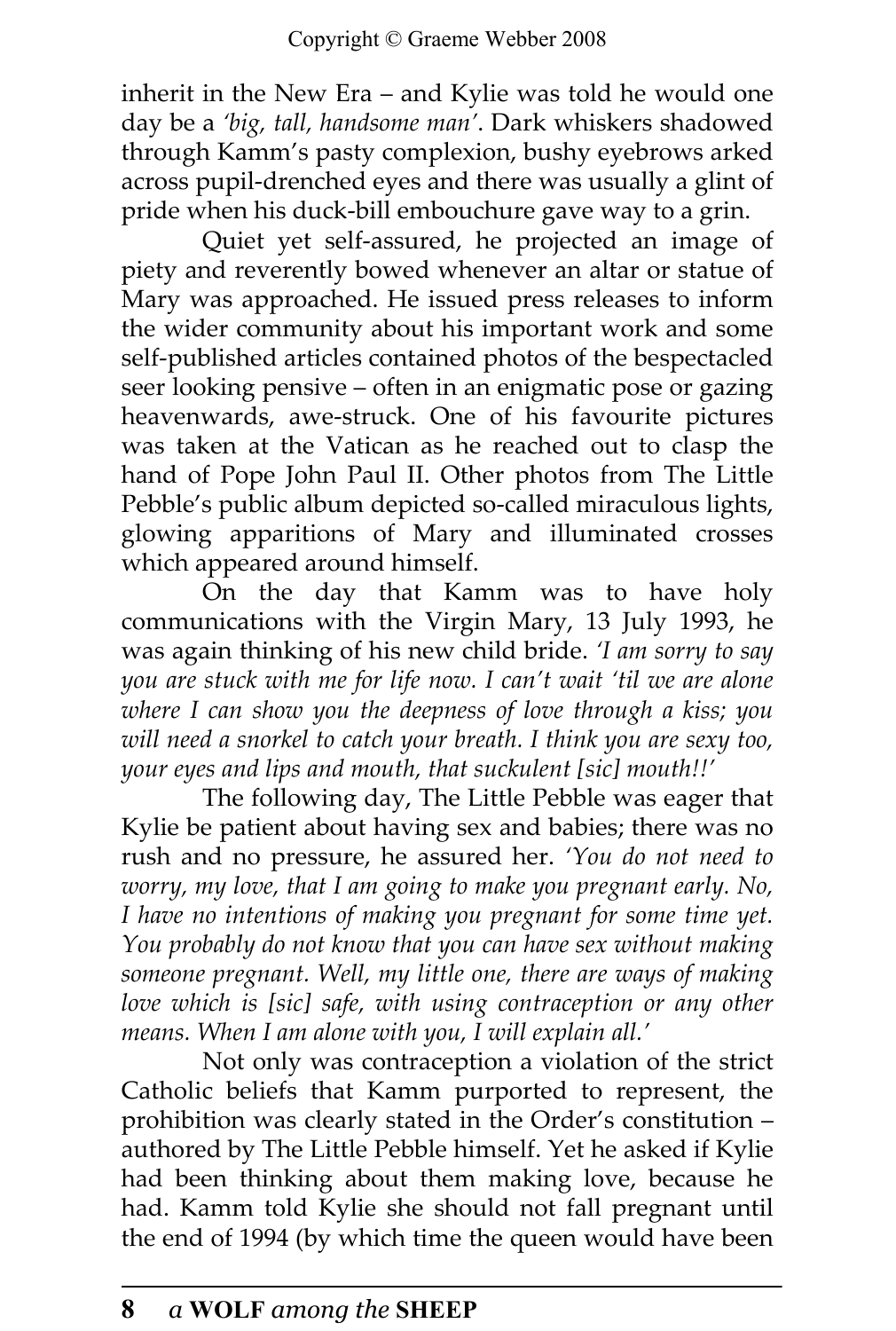inherit in the New Era – and Kylie was told he would one day be a *'big, tall, handsome man'*. Dark whiskers shadowed through Kamm's pasty complexion, bushy eyebrows arked across pupil-drenched eyes and there was usually a glint of pride when his duck-bill embouchure gave way to a grin.

Quiet yet self-assured, he projected an image of piety and reverently bowed whenever an altar or statue of Mary was approached. He issued press releases to inform the wider community about his important work and some self-published articles contained photos of the bespectacled seer looking pensive – often in an enigmatic pose or gazing heavenwards, awe-struck. One of his favourite pictures was taken at the Vatican as he reached out to clasp the hand of Pope John Paul II. Other photos from The Little Pebble's public album depicted so-called miraculous lights, glowing apparitions of Mary and illuminated crosses which appeared around himself.

On the day that Kamm was to have holy communications with the Virgin Mary, 13 July 1993, he was again thinking of his new child bride. *'I am sorry to say you are stuck with me for life now. I can't wait 'til we are alone where I can show you the deepness of love through a kiss; you will need a snorkel to catch your breath. I think you are sexy too, your eyes and lips and mouth, that suckulent [sic] mouth!!'*

The following day, The Little Pebble was eager that Kylie be patient about having sex and babies; there was no rush and no pressure, he assured her. *'You do not need to worry, my love, that I am going to make you pregnant early. No, I have no intentions of making you pregnant for some time yet. You probably do not know that you can have sex without making someone pregnant. Well, my little one, there are ways of making love which is [sic] safe, with using contraception or any other means. When I am alone with you, I will explain all.'*

Not only was contraception a violation of the strict Catholic beliefs that Kamm purported to represent, the prohibition was clearly stated in the Order's constitution – authored by The Little Pebble himself. Yet he asked if Kylie had been thinking about them making love, because he had. Kamm told Kylie she should not fall pregnant until the end of 1994 (by which time the queen would have been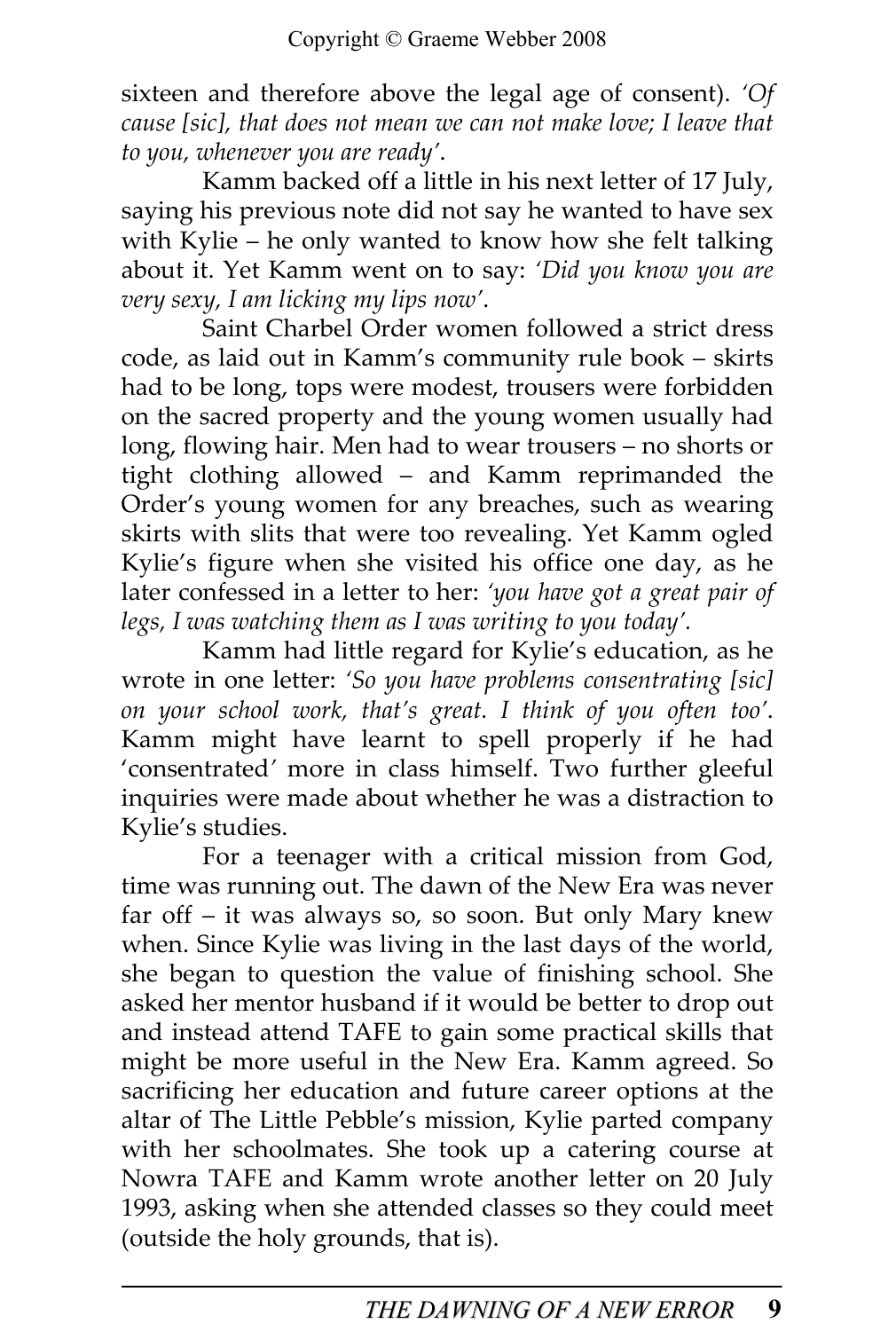sixteen and therefore above the legal age of consent). *'Of cause [sic], that does not mean we can not make love; I leave that to you, whenever you are ready'*.

Kamm backed off a little in his next letter of 17 July, saying his previous note did not say he wanted to have sex with Kylie – he only wanted to know how she felt talking about it. Yet Kamm went on to say: *'Did you know you are very sexy, I am licking my lips now'*.

Saint Charbel Order women followed a strict dress code, as laid out in Kamm's community rule book – skirts had to be long, tops were modest, trousers were forbidden on the sacred property and the young women usually had long, flowing hair. Men had to wear trousers – no shorts or tight clothing allowed – and Kamm reprimanded the Order's young women for any breaches, such as wearing skirts with slits that were too revealing. Yet Kamm ogled Kylie's figure when she visited his office one day, as he later confessed in a letter to her: *'you have got a great pair of legs, I was watching them as I was writing to you today'.*

Kamm had little regard for Kylie's education, as he wrote in one letter: *'So you have problems consentrating [sic] on your school work, that's great. I think of you often too'*. Kamm might have learnt to spell properly if he had 'consentrated' more in class himself. Two further gleeful inquiries were made about whether he was a distraction to Kylie's studies.

For a teenager with a critical mission from God, time was running out. The dawn of the New Era was never far off – it was always so, so soon. But only Mary knew when. Since Kylie was living in the last days of the world, she began to question the value of finishing school. She asked her mentor husband if it would be better to drop out and instead attend TAFE to gain some practical skills that might be more useful in the New Era. Kamm agreed. So sacrificing her education and future career options at the altar of The Little Pebble's mission, Kylie parted company with her schoolmates. She took up a catering course at Nowra TAFE and Kamm wrote another letter on 20 July 1993, asking when she attended classes so they could meet (outside the holy grounds, that is).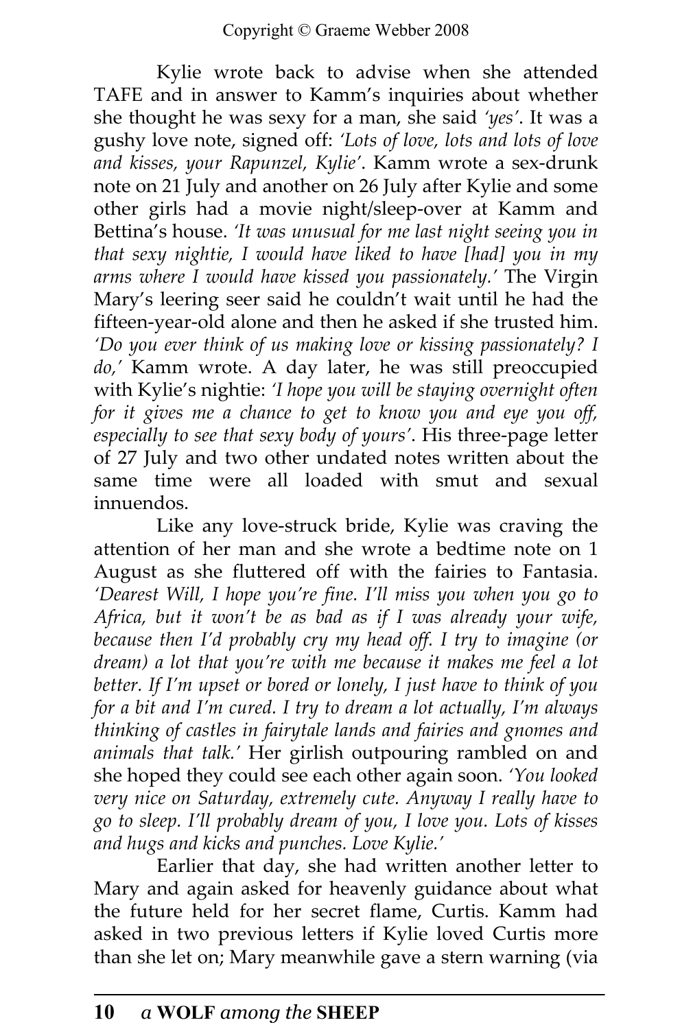Kylie wrote back to advise when she attended TAFE and in answer to Kamm's inquiries about whether she thought he was sexy for a man, she said *'yes'*. It was a gushy love note, signed off: *'Lots of love, lots and lots of love and kisses, your Rapunzel, Kylie'*. Kamm wrote a sex-drunk note on 21 July and another on 26 July after Kylie and some other girls had a movie night/sleep-over at Kamm and Bettina's house. *'It was unusual for me last night seeing you in that sexy nightie, I would have liked to have [had] you in my arms where I would have kissed you passionately.'* The Virgin Mary's leering seer said he couldn't wait until he had the fifteen-year-old alone and then he asked if she trusted him. *'Do you ever think of us making love or kissing passionately? I do,'* Kamm wrote. A day later, he was still preoccupied with Kylie's nightie: *'I hope you will be staying overnight often for it gives me a chance to get to know you and eye you off, especially to see that sexy body of yours'*. His three-page letter of 27 July and two other undated notes written about the same time were all loaded with smut and sexual innuendos.

Like any love-struck bride, Kylie was craving the attention of her man and she wrote a bedtime note on 1 August as she fluttered off with the fairies to Fantasia. *'Dearest Will, I hope you're fine. I'll miss you when you go to Africa, but it won't be as bad as if I was already your wife, because then I'd probably cry my head off. I try to imagine (or dream) a lot that you're with me because it makes me feel a lot better. If I'm upset or bored or lonely, I just have to think of you for a bit and I'm cured. I try to dream a lot actually, I'm always thinking of castles in fairytale lands and fairies and gnomes and animals that talk.'* Her girlish outpouring rambled on and she hoped they could see each other again soon. *'You looked very nice on Saturday, extremely cute. Anyway I really have to go to sleep. I'll probably dream of you, I love you. Lots of kisses and hugs and kicks and punches. Love Kylie.'*

Earlier that day, she had written another letter to Mary and again asked for heavenly guidance about what the future held for her secret flame, Curtis. Kamm had asked in two previous letters if Kylie loved Curtis more than she let on; Mary meanwhile gave a stern warning (via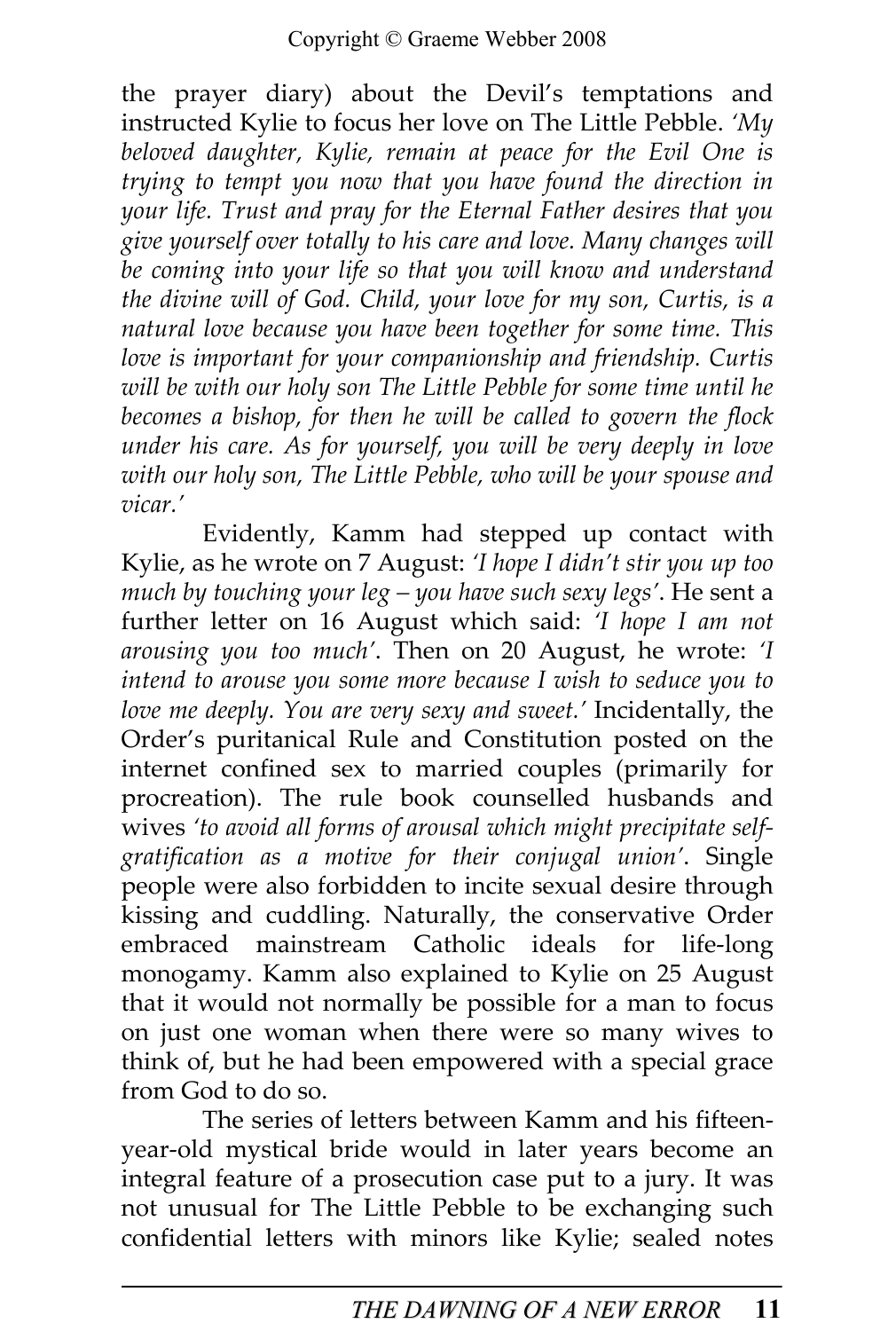the prayer diary) about the Devil's temptations and instructed Kylie to focus her love on The Little Pebble. *'My beloved daughter, Kylie, remain at peace for the Evil One is trying to tempt you now that you have found the direction in your life. Trust and pray for the Eternal Father desires that you give yourself over totally to his care and love. Many changes will be coming into your life so that you will know and understand the divine will of God. Child, your love for my son, Curtis, is a natural love because you have been together for some time. This love is important for your companionship and friendship. Curtis will be with our holy son The Little Pebble for some time until he becomes a bishop, for then he will be called to govern the flock under his care. As for yourself, you will be very deeply in love with our holy son, The Little Pebble, who will be your spouse and vicar.'*

Evidently, Kamm had stepped up contact with Kylie, as he wrote on 7 August: *'I hope I didn't stir you up too much by touching your leg – you have such sexy legs'*. He sent a further letter on 16 August which said: *'I hope I am not arousing you too much'*. Then on 20 August, he wrote: *'I intend to arouse you some more because I wish to seduce you to love me deeply. You are very sexy and sweet.'* Incidentally, the Order's puritanical Rule and Constitution posted on the internet confined sex to married couples (primarily for procreation). The rule book counselled husbands and wives *'to avoid all forms of arousal which might precipitate self-gratification as a motive for their conjugal union'*. Single people were also forbidden to incite sexual desire through kissing and cuddling. Naturally, the conservative Order embraced mainstream Catholic ideals for life-long monogamy. Kamm also explained to Kylie on 25 August that it would not normally be possible for a man to focus on just one woman when there were so many wives to think of, but he had been empowered with a special grace from God to do so.

The series of letters between Kamm and his fifteen-year-old mystical bride would in later years become an integral feature of a prosecution case put to a jury. It was not unusual for The Little Pebble to be exchanging such confidential letters with minors like Kylie; sealed notes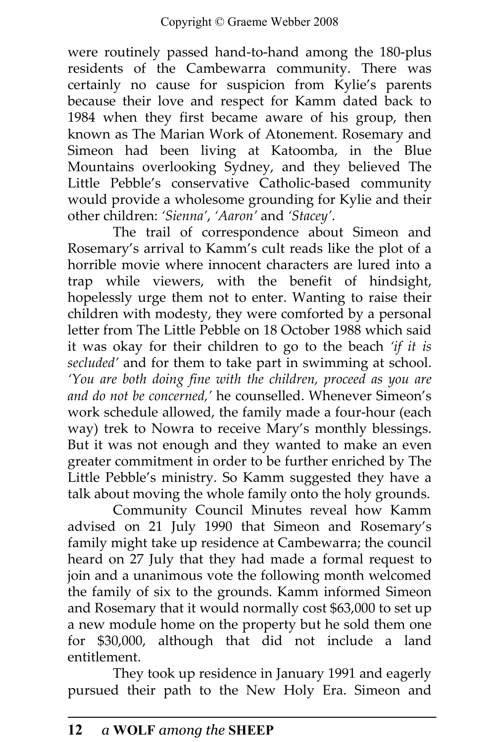were routinely passed hand-to-hand among the 180-plus residents of the Cambewarra community. There was certainly no cause for suspicion from Kylie's parents because their love and respect for Kamm dated back to 1984 when they first became aware of his group, then known as The Marian Work of Atonement. Rosemary and Simeon had been living at Katoomba, in the Blue Mountains overlooking Sydney, and they believed The Little Pebble's conservative Catholic-based community would provide a wholesome grounding for Kylie and their other children: *'Sienna'*, *'Aaron'* and *'Stacey'*.

The trail of correspondence about Simeon and Rosemary's arrival to Kamm's cult reads like the plot of a horrible movie where innocent characters are lured into a trap while viewers, with the benefit of hindsight, hopelessly urge them not to enter. Wanting to raise their children with modesty, they were comforted by a personal letter from The Little Pebble on 18 October 1988 which said it was okay for their children to go to the beach *'if it is secluded'* and for them to take part in swimming at school. *'You are both doing fine with the children, proceed as you are and do not be concerned,'* he counselled. Whenever Simeon's work schedule allowed, the family made a four-hour (each way) trek to Nowra to receive Mary's monthly blessings. But it was not enough and they wanted to make an even greater commitment in order to be further enriched by The Little Pebble's ministry. So Kamm suggested they have a talk about moving the whole family onto the holy grounds.

Community Council Minutes reveal how Kamm advised on 21 July 1990 that Simeon and Rosemary's family might take up residence at Cambewarra; the council heard on 27 July that they had made a formal request to join and a unanimous vote the following month welcomed the family of six to the grounds. Kamm informed Simeon and Rosemary that it would normally cost $63,000 to set up a new module home on the property but he sold them one for $30,000, although that did not include a land entitlement.

They took up residence in January 1991 and eagerly pursued their path to the New Holy Era. Simeon and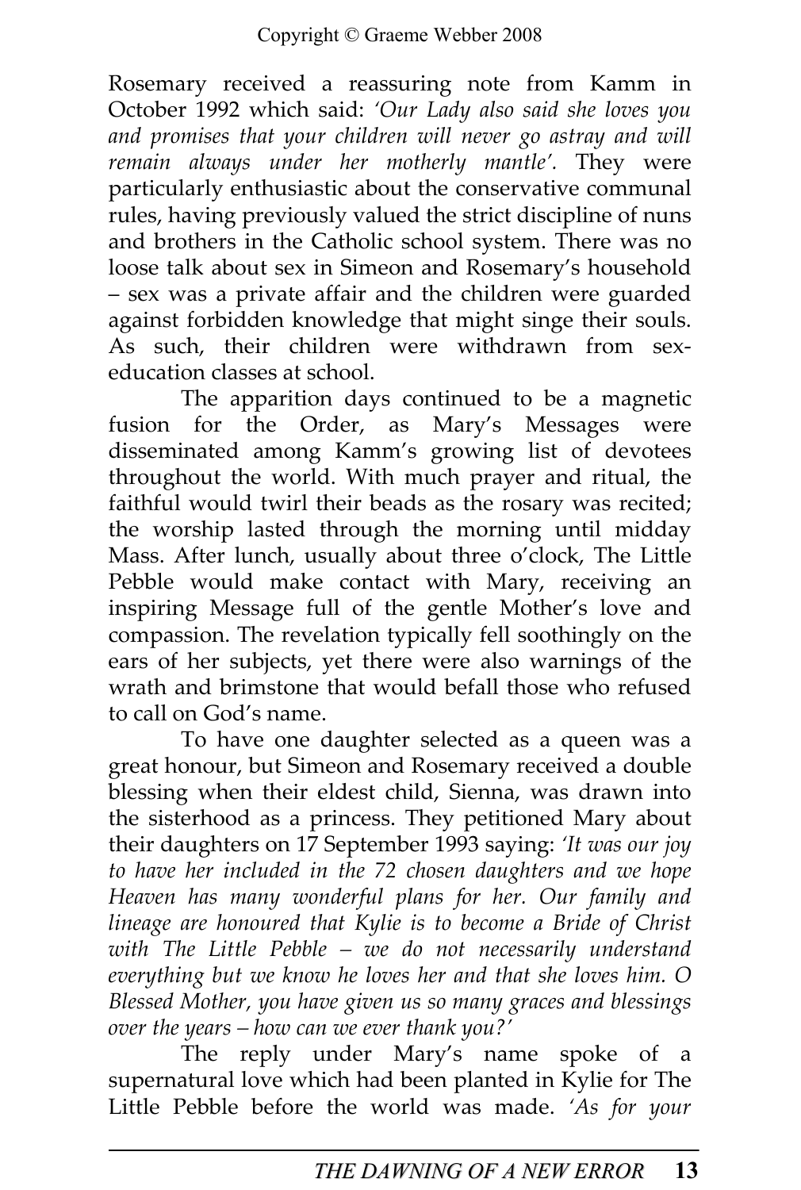Rosemary received a reassuring note from Kamm in October 1992 which said: *'Our Lady also said she loves you and promises that your children will never go astray and will remain always under her motherly mantle'.* They were particularly enthusiastic about the conservative communal rules, having previously valued the strict discipline of nuns and brothers in the Catholic school system. There was no loose talk about sex in Simeon and Rosemary's household – sex was a private affair and the children were guarded against forbidden knowledge that might singe their souls. As such, their children were withdrawn from sex-education classes at school.

The apparition days continued to be a magnetic fusion for the Order, as Mary's Messages were disseminated among Kamm's growing list of devotees throughout the world. With much prayer and ritual, the faithful would twirl their beads as the rosary was recited; the worship lasted through the morning until midday Mass. After lunch, usually about three o'clock, The Little Pebble would make contact with Mary, receiving an inspiring Message full of the gentle Mother's love and compassion. The revelation typically fell soothingly on the ears of her subjects, yet there were also warnings of the wrath and brimstone that would befall those who refused to call on God's name.

To have one daughter selected as a queen was a great honour, but Simeon and Rosemary received a double blessing when their eldest child, Sienna, was drawn into the sisterhood as a princess. They petitioned Mary about their daughters on 17 September 1993 saying: *'It was our joy to have her included in the 72 chosen daughters and we hope Heaven has many wonderful plans for her. Our family and lineage are honoured that Kylie is to become a Bride of Christ with The Little Pebble – we do not necessarily understand everything but we know he loves her and that she loves him. O Blessed Mother, you have given us so many graces and blessings over the years – how can we ever thank you?'*

The reply under Mary's name spoke of a supernatural love which had been planted in Kylie for The Little Pebble before the world was made. *'As for your*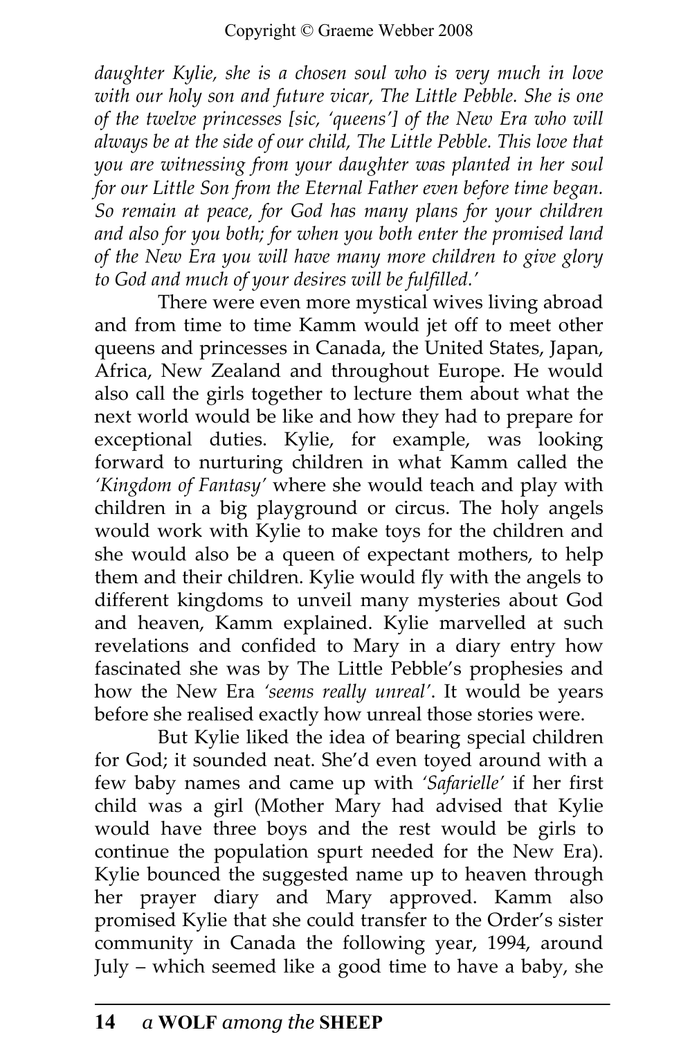*daughter Kylie, she is a chosen soul who is very much in love with our holy son and future vicar, The Little Pebble. She is one of the twelve princesses [sic, 'queens'] of the New Era who will always be at the side of our child, The Little Pebble. This love that you are witnessing from your daughter was planted in her soul for our Little Son from the Eternal Father even before time began. So remain at peace, for God has many plans for your children and also for you both; for when you both enter the promised land of the New Era you will have many more children to give glory to God and much of your desires will be fulfilled.'*

There were even more mystical wives living abroad and from time to time Kamm would jet off to meet other queens and princesses in Canada, the United States, Japan, Africa, New Zealand and throughout Europe. He would also call the girls together to lecture them about what the next world would be like and how they had to prepare for exceptional duties. Kylie, for example, was looking forward to nurturing children in what Kamm called the *'Kingdom of Fantasy'* where she would teach and play with children in a big playground or circus. The holy angels would work with Kylie to make toys for the children and she would also be a queen of expectant mothers, to help them and their children. Kylie would fly with the angels to different kingdoms to unveil many mysteries about God and heaven, Kamm explained. Kylie marvelled at such revelations and confided to Mary in a diary entry how fascinated she was by The Little Pebble's prophesies and how the New Era *'seems really unreal'*. It would be years before she realised exactly how unreal those stories were.

But Kylie liked the idea of bearing special children for God; it sounded neat. She'd even toyed around with a few baby names and came up with *'Safarielle'* if her first child was a girl (Mother Mary had advised that Kylie would have three boys and the rest would be girls to continue the population spurt needed for the New Era). Kylie bounced the suggested name up to heaven through her prayer diary and Mary approved. Kamm also promised Kylie that she could transfer to the Order's sister community in Canada the following year, 1994, around July – which seemed like a good time to have a baby, she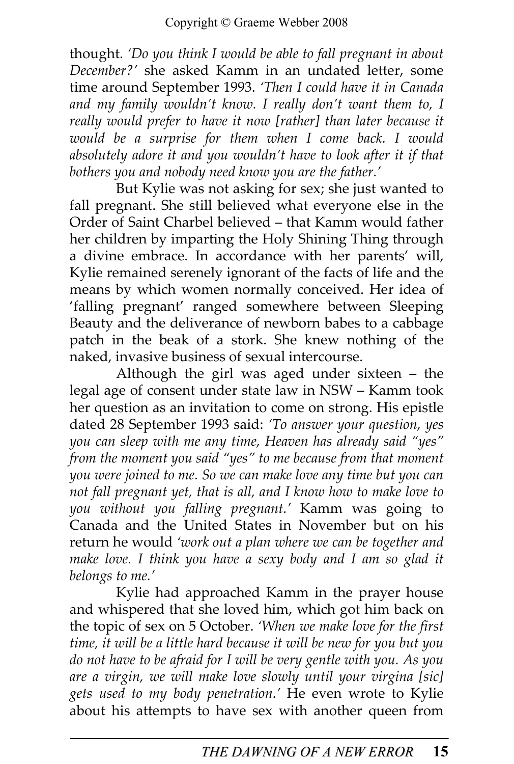thought. *'Do you think I would be able to fall pregnant in about December?'* she asked Kamm in an undated letter, some time around September 1993. *'Then I could have it in Canada and my family wouldn't know. I really don't want them to, I really would prefer to have it now [rather] than later because it would be a surprise for them when I come back. I would absolutely adore it and you wouldn't have to look after it if that bothers you and nobody need know you are the father.'*

But Kylie was not asking for sex; she just wanted to fall pregnant. She still believed what everyone else in the Order of Saint Charbel believed – that Kamm would father her children by imparting the Holy Shining Thing through a divine embrace. In accordance with her parents' will, Kylie remained serenely ignorant of the facts of life and the means by which women normally conceived. Her idea of 'falling pregnant' ranged somewhere between Sleeping Beauty and the deliverance of newborn babes to a cabbage patch in the beak of a stork. She knew nothing of the naked, invasive business of sexual intercourse.

Although the girl was aged under sixteen – the legal age of consent under state law in NSW – Kamm took her question as an invitation to come on strong. His epistle dated 28 September 1993 said: *'To answer your question, yes you can sleep with me any time, Heaven has already said "yes" from the moment you said "yes" to me because from that moment you were joined to me. So we can make love any time but you can not fall pregnant yet, that is all, and I know how to make love to you without you falling pregnant.'* Kamm was going to Canada and the United States in November but on his return he would *'work out a plan where we can be together and make love. I think you have a sexy body and I am so glad it belongs to me.'*

Kylie had approached Kamm in the prayer house and whispered that she loved him, which got him back on the topic of sex on 5 October. *'When we make love for the first time, it will be a little hard because it will be new for you but you do not have to be afraid for I will be very gentle with you. As you are a virgin, we will make love slowly until your virgina [sic] gets used to my body penetration.'* He even wrote to Kylie about his attempts to have sex with another queen from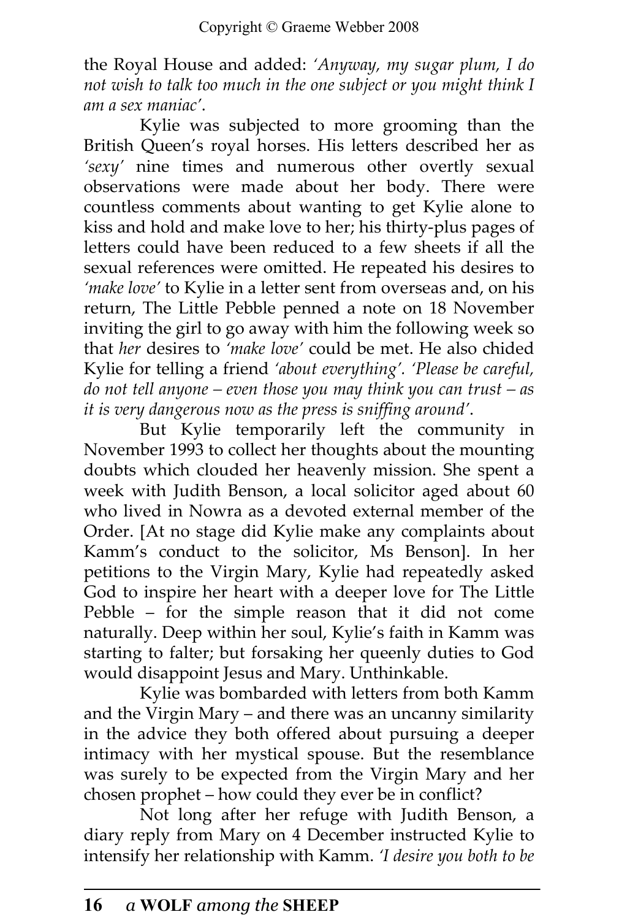the Royal House and added: *'Anyway, my sugar plum, I do not wish to talk too much in the one subject or you might think I am a sex maniac'*.

Kylie was subjected to more grooming than the British Queen's royal horses. His letters described her as *'sexy'* nine times and numerous other overtly sexual observations were made about her body. There were countless comments about wanting to get Kylie alone to kiss and hold and make love to her; his thirty-plus pages of letters could have been reduced to a few sheets if all the sexual references were omitted. He repeated his desires to *'make love'* to Kylie in a letter sent from overseas and, on his return, The Little Pebble penned a note on 18 November inviting the girl to go away with him the following week so that *her* desires to *'make love'* could be met. He also chided Kylie for telling a friend *'about everything'*. *'Please be careful, do not tell anyone – even those you may think you can trust – as it is very dangerous now as the press is sniffing around'*.

But Kylie temporarily left the community in November 1993 to collect her thoughts about the mounting doubts which clouded her heavenly mission. She spent a week with Judith Benson, a local solicitor aged about 60 who lived in Nowra as a devoted external member of the Order. [At no stage did Kylie make any complaints about Kamm's conduct to the solicitor, Ms Benson]. In her petitions to the Virgin Mary, Kylie had repeatedly asked God to inspire her heart with a deeper love for The Little Pebble – for the simple reason that it did not come naturally. Deep within her soul, Kylie's faith in Kamm was starting to falter; but forsaking her queenly duties to God would disappoint Jesus and Mary. Unthinkable.

Kylie was bombarded with letters from both Kamm and the Virgin Mary – and there was an uncanny similarity in the advice they both offered about pursuing a deeper intimacy with her mystical spouse. But the resemblance was surely to be expected from the Virgin Mary and her chosen prophet – how could they ever be in conflict?

Not long after her refuge with Judith Benson, a diary reply from Mary on 4 December instructed Kylie to intensify her relationship with Kamm. *'I desire you both to be*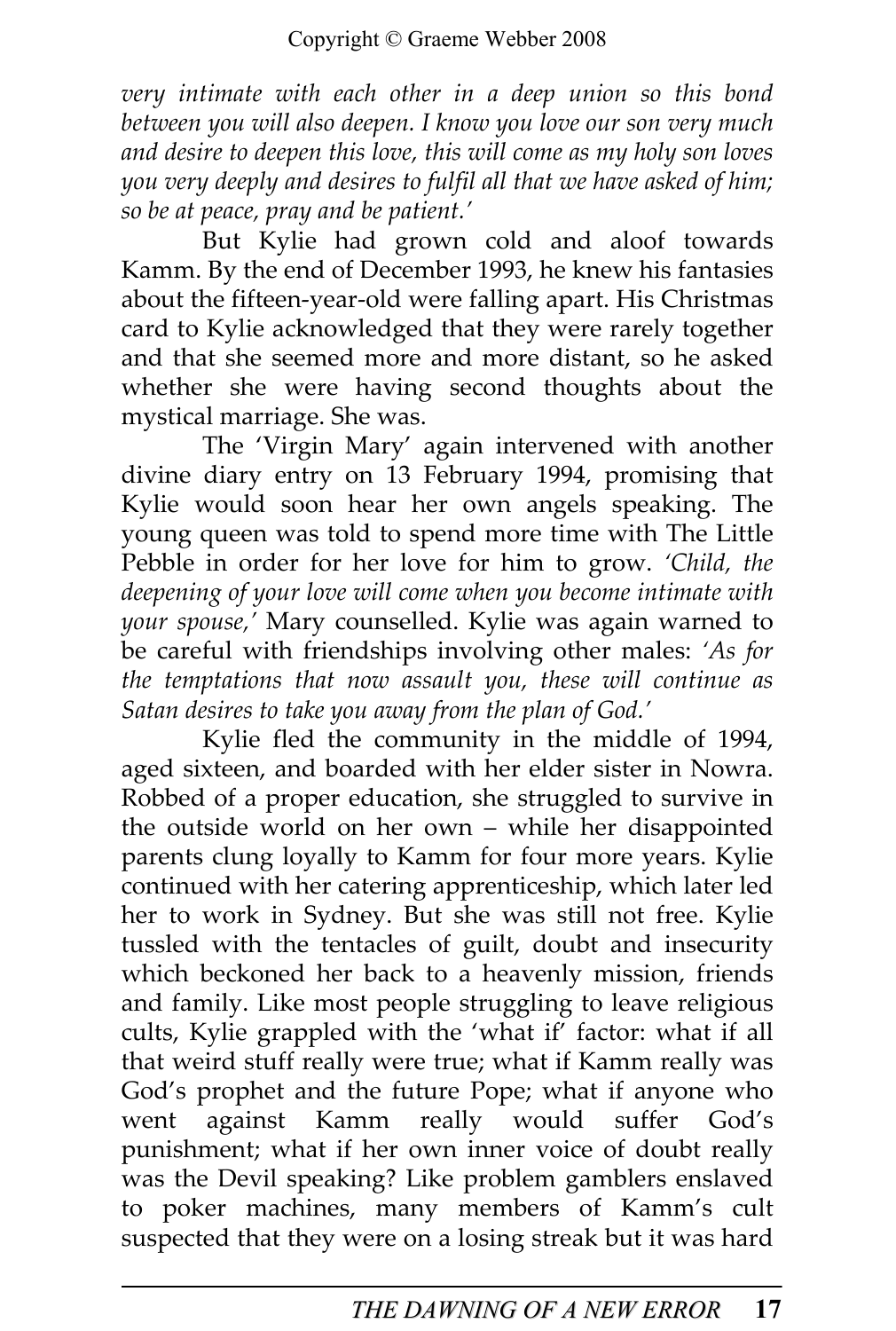*very intimate with each other in a deep union so this bond between you will also deepen. I know you love our son very much and desire to deepen this love, this will come as my holy son loves you very deeply and desires to fulfil all that we have asked of him; so be at peace, pray and be patient.'*

But Kylie had grown cold and aloof towards Kamm. By the end of December 1993, he knew his fantasies about the fifteen-year-old were falling apart. His Christmas card to Kylie acknowledged that they were rarely together and that she seemed more and more distant, so he asked whether she were having second thoughts about the mystical marriage. She was.

The 'Virgin Mary' again intervened with another divine diary entry on 13 February 1994, promising that Kylie would soon hear her own angels speaking. The young queen was told to spend more time with The Little Pebble in order for her love for him to grow. *'Child, the deepening of your love will come when you become intimate with your spouse,'* Mary counselled. Kylie was again warned to be careful with friendships involving other males: *'As for the temptations that now assault you, these will continue as Satan desires to take you away from the plan of God.'*

Kylie fled the community in the middle of 1994, aged sixteen, and boarded with her elder sister in Nowra. Robbed of a proper education, she struggled to survive in the outside world on her own – while her disappointed parents clung loyally to Kamm for four more years. Kylie continued with her catering apprenticeship, which later led her to work in Sydney. But she was still not free. Kylie tussled with the tentacles of guilt, doubt and insecurity which beckoned her back to a heavenly mission, friends and family. Like most people struggling to leave religious cults, Kylie grappled with the 'what if' factor: what if all that weird stuff really were true; what if Kamm really was God's prophet and the future Pope; what if anyone who went against Kamm really would suffer God's punishment; what if her own inner voice of doubt really was the Devil speaking? Like problem gamblers enslaved to poker machines, many members of Kamm's cult suspected that they were on a losing streak but it was hard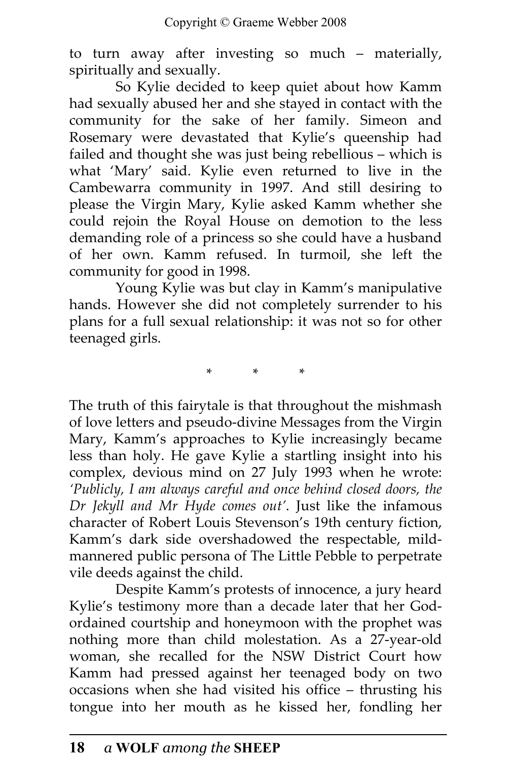to turn away after investing so much – materially, spiritually and sexually.

So Kylie decided to keep quiet about how Kamm had sexually abused her and she stayed in contact with the community for the sake of her family. Simeon and Rosemary were devastated that Kylie's queenship had failed and thought she was just being rebellious – which is what 'Mary' said. Kylie even returned to live in the Cambewarra community in 1997. And still desiring to please the Virgin Mary, Kylie asked Kamm whether she could rejoin the Royal House on demotion to the less demanding role of a princess so she could have a husband of her own. Kamm refused. In turmoil, she left the community for good in 1998.

Young Kylie was but clay in Kamm's manipulative hands. However she did not completely surrender to his plans for a full sexual relationship: it was not so for other teenaged girls.

\* \* \*

The truth of this fairytale is that throughout the mishmash of love letters and pseudo-divine Messages from the Virgin Mary, Kamm's approaches to Kylie increasingly became less than holy. He gave Kylie a startling insight into his complex, devious mind on 27 July 1993 when he wrote: *'Publicly, I am always careful and once behind closed doors, the Dr Jekyll and Mr Hyde comes out'*. Just like the infamous character of Robert Louis Stevenson's 19th century fiction, Kamm's dark side overshadowed the respectable, mild-mannered public persona of The Little Pebble to perpetrate vile deeds against the child.

Despite Kamm's protests of innocence, a jury heard Kylie's testimony more than a decade later that her God-ordained courtship and honeymoon with the prophet was nothing more than child molestation. As a 27-year-old woman, she recalled for the NSW District Court how Kamm had pressed against her teenaged body on two occasions when she had visited his office – thrusting his tongue into her mouth as he kissed her, fondling her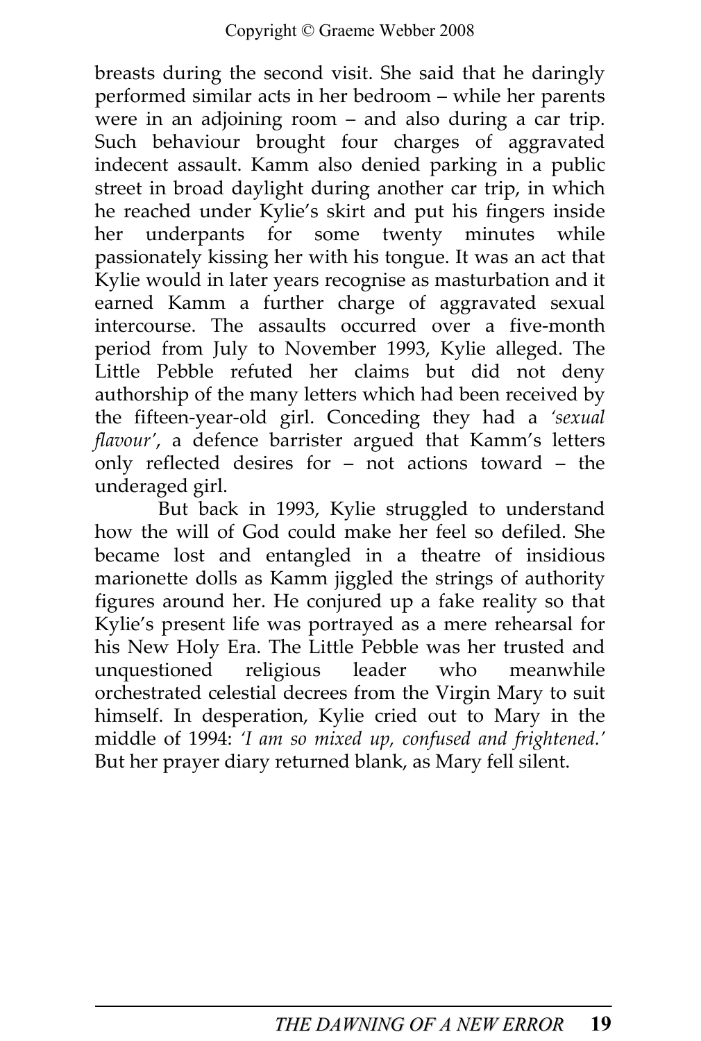breasts during the second visit. She said that he daringly performed similar acts in her bedroom – while her parents were in an adjoining room – and also during a car trip. Such behaviour brought four charges of aggravated indecent assault. Kamm also denied parking in a public street in broad daylight during another car trip, in which he reached under Kylie's skirt and put his fingers inside her underpants for some twenty minutes while passionately kissing her with his tongue. It was an act that Kylie would in later years recognise as masturbation and it earned Kamm a further charge of aggravated sexual intercourse. The assaults occurred over a five-month period from July to November 1993, Kylie alleged. The Little Pebble refuted her claims but did not deny authorship of the many letters which had been received by the fifteen-year-old girl. Conceding they had a *'sexual flavour'*, a defence barrister argued that Kamm's letters only reflected desires for – not actions toward – the underaged girl.

But back in 1993, Kylie struggled to understand how the will of God could make her feel so defiled. She became lost and entangled in a theatre of insidious marionette dolls as Kamm jiggled the strings of authority figures around her. He conjured up a fake reality so that Kylie's present life was portrayed as a mere rehearsal for his New Holy Era. The Little Pebble was her trusted and unquestioned religious leader who meanwhile orchestrated celestial decrees from the Virgin Mary to suit himself. In desperation, Kylie cried out to Mary in the middle of 1994: *'I am so mixed up, confused and frightened.'* But her prayer diary returned blank, as Mary fell silent.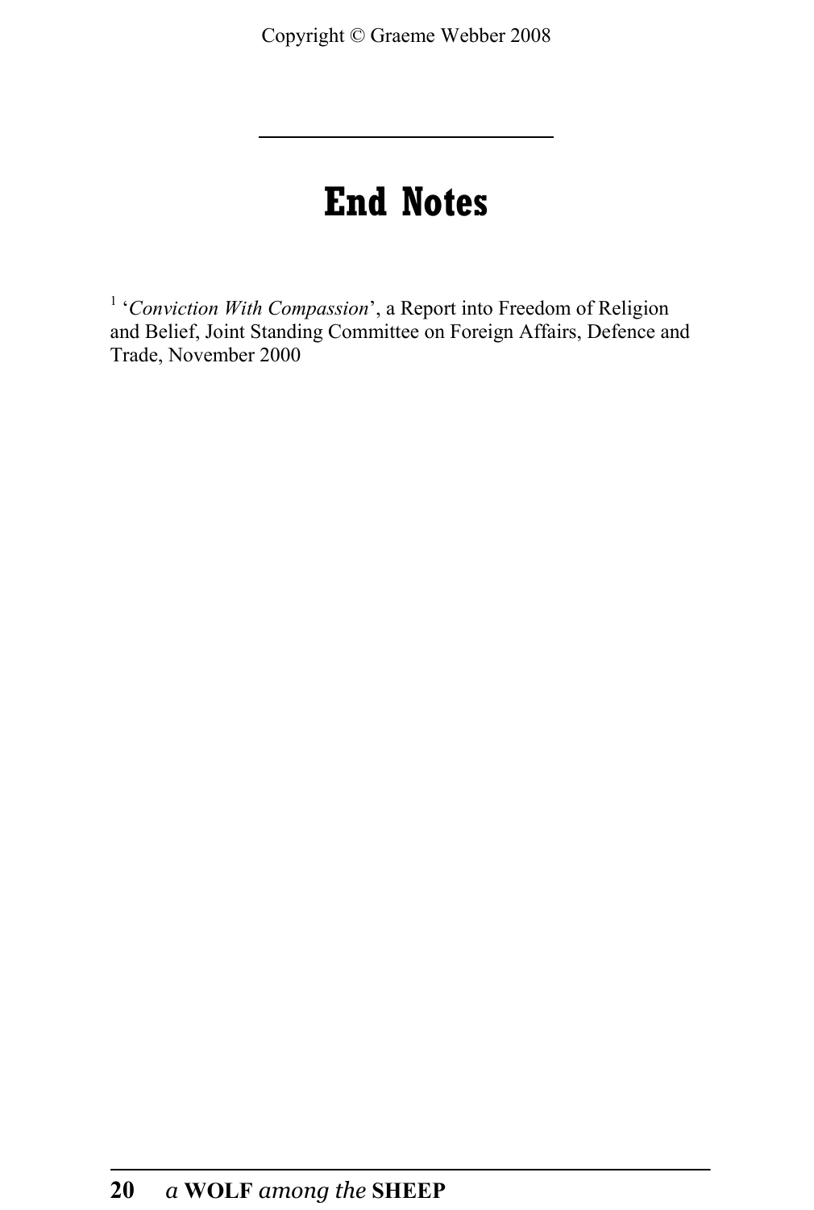# End Notes

[1] '*Conviction With Compassion*', a Report into Freedom of Religion and Belief, Joint Standing Committee on Foreign Affairs, Defence and Trade, November 2000